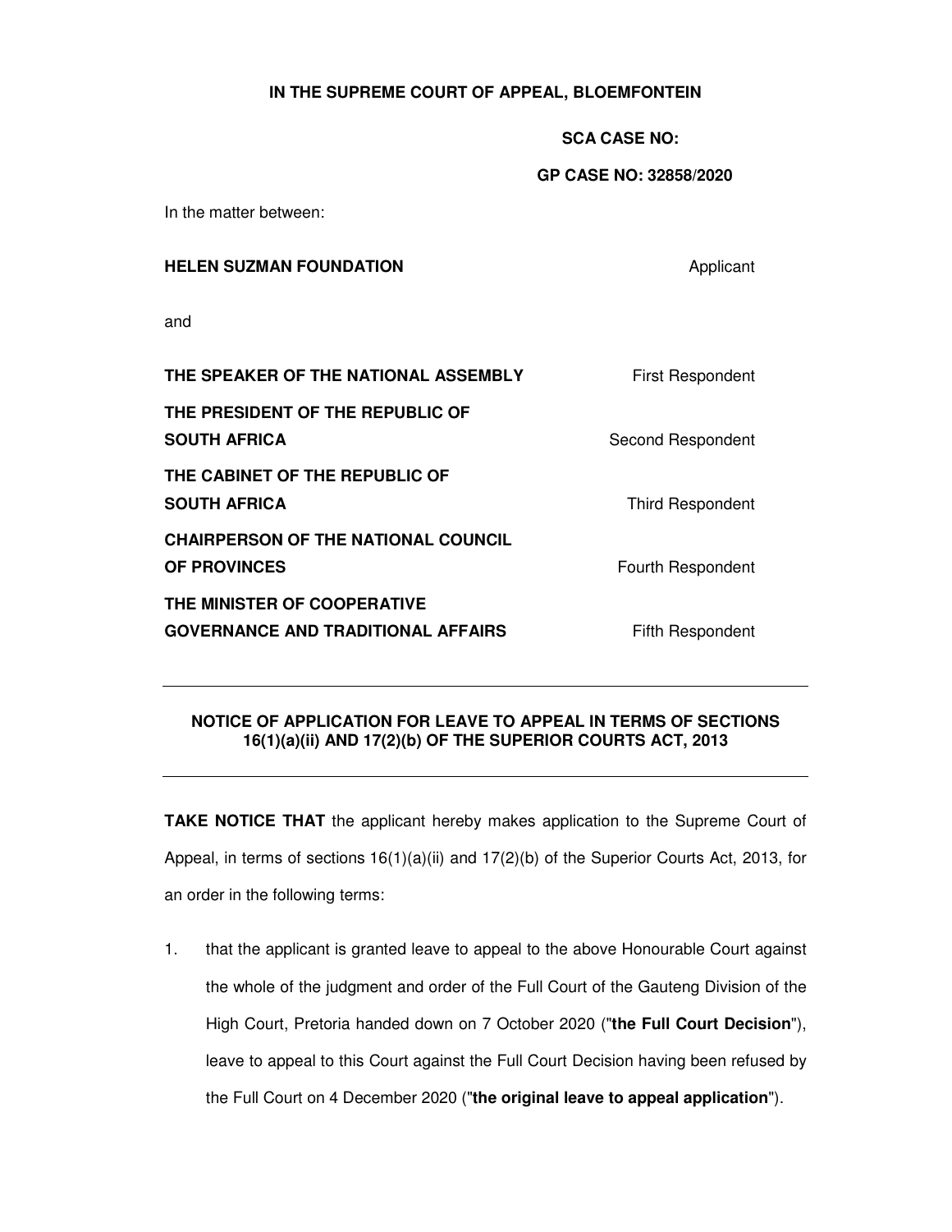**IN THE SUPREME COURT OF APPEAL, BLOEMFONTEIN**

**SCA CASE NO:**

**GP CASE NO: 32858/2020**

In the matter between:

| | |
|---|---|
| **HELEN SUZMAN FOUNDATION** | Applicant |
| and | |
| **THE SPEAKER OF THE NATIONAL ASSEMBLY** | First Respondent |
| **THE PRESIDENT OF THE REPUBLIC OF SOUTH AFRICA** | Second Respondent |
| **THE CABINET OF THE REPUBLIC OF SOUTH AFRICA** | Third Respondent |
| **CHAIRPERSON OF THE NATIONAL COUNCIL OF PROVINCES** | Fourth Respondent |
| **THE MINISTER OF COOPERATIVE GOVERNANCE AND TRADITIONAL AFFAIRS** | Fifth Respondent |

---

**NOTICE OF APPLICATION FOR LEAVE TO APPEAL IN TERMS OF SECTIONS 16(1)(a)(ii) AND 17(2)(b) OF THE SUPERIOR COURTS ACT, 2013**

---

**TAKE NOTICE THAT** the applicant hereby makes application to the Supreme Court of Appeal, in terms of sections 16(1)(a)(ii) and 17(2)(b) of the Superior Courts Act, 2013, for an order in the following terms:

1. that the applicant is granted leave to appeal to the above Honourable Court against the whole of the judgment and order of the Full Court of the Gauteng Division of the High Court, Pretoria handed down on 7 October 2020 ("**the Full Court Decision**"), leave to appeal to this Court against the Full Court Decision having been refused by the Full Court on 4 December 2020 ("**the original leave to appeal application**").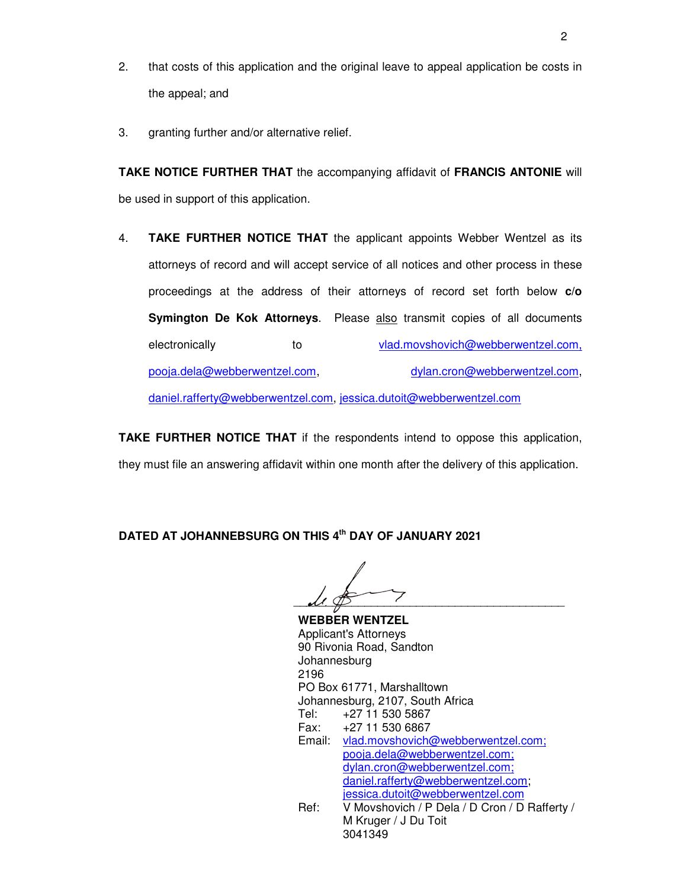2. that costs of this application and the original leave to appeal application be costs in the appeal; and

3. granting further and/or alternative relief.

**TAKE NOTICE FURTHER THAT** the accompanying affidavit of **FRANCIS ANTONIE** will be used in support of this application.

4. **TAKE FURTHER NOTICE THAT** the applicant appoints Webber Wentzel as its attorneys of record and will accept service of all notices and other process in these proceedings at the address of their attorneys of record set forth below **c/o Symington De Kok Attorneys**. Please also transmit copies of all documents electronically to vlad.movshovich@webberwentzel.com, pooja.dela@webberwentzel.com, dylan.cron@webberwentzel.com, daniel.rafferty@webberwentzel.com, jessica.dutoit@webberwentzel.com

**TAKE FURTHER NOTICE THAT** if the respondents intend to oppose this application, they must file an answering affidavit within one month after the delivery of this application.

**DATED AT JOHANNEBSURG ON THIS 4th DAY OF JANUARY 2021**

**WEBBER WENTZEL**
Applicant's Attorneys
90 Rivonia Road, Sandton
Johannesburg
2196
PO Box 61771, Marshalltown
Johannesburg, 2107, South Africa
Tel: +27 11 530 5867
Fax: +27 11 530 6867
Email: vlad.movshovich@webberwentzel.com; pooja.dela@webberwentzel.com; dylan.cron@webberwentzel.com; daniel.rafferty@webberwentzel.com; jessica.dutoit@webberwentzel.com
Ref: V Movshovich / P Dela / D Cron / D Rafferty / M Kruger / J Du Toit
3041349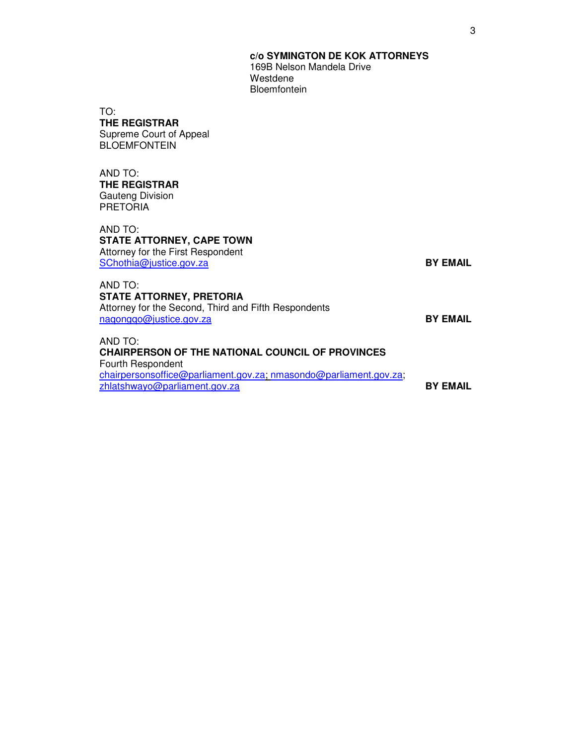**c/o SYMINGTON DE KOK ATTORNEYS**
169B Nelson Mandela Drive
Westdene
Bloemfontein

TO:
**THE REGISTRAR**
Supreme Court of Appeal
BLOEMFONTEIN

AND TO:
**THE REGISTRAR**
Gauteng Division
PRETORIA

AND TO:
**STATE ATTORNEY, CAPE TOWN**
Attorney for the First Respondent
SChothia@justice.gov.za **BY EMAIL**

AND TO:
**STATE ATTORNEY, PRETORIA**
Attorney for the Second, Third and Fifth Respondents
naqongqo@justice.gov.za **BY EMAIL**

AND TO:
**CHAIRPERSON OF THE NATIONAL COUNCIL OF PROVINCES**
Fourth Respondent
chairpersonsoffice@parliament.gov.za; nmasondo@parliament.gov.za;
zhlatshwayo@parliament.gov.za **BY EMAIL**